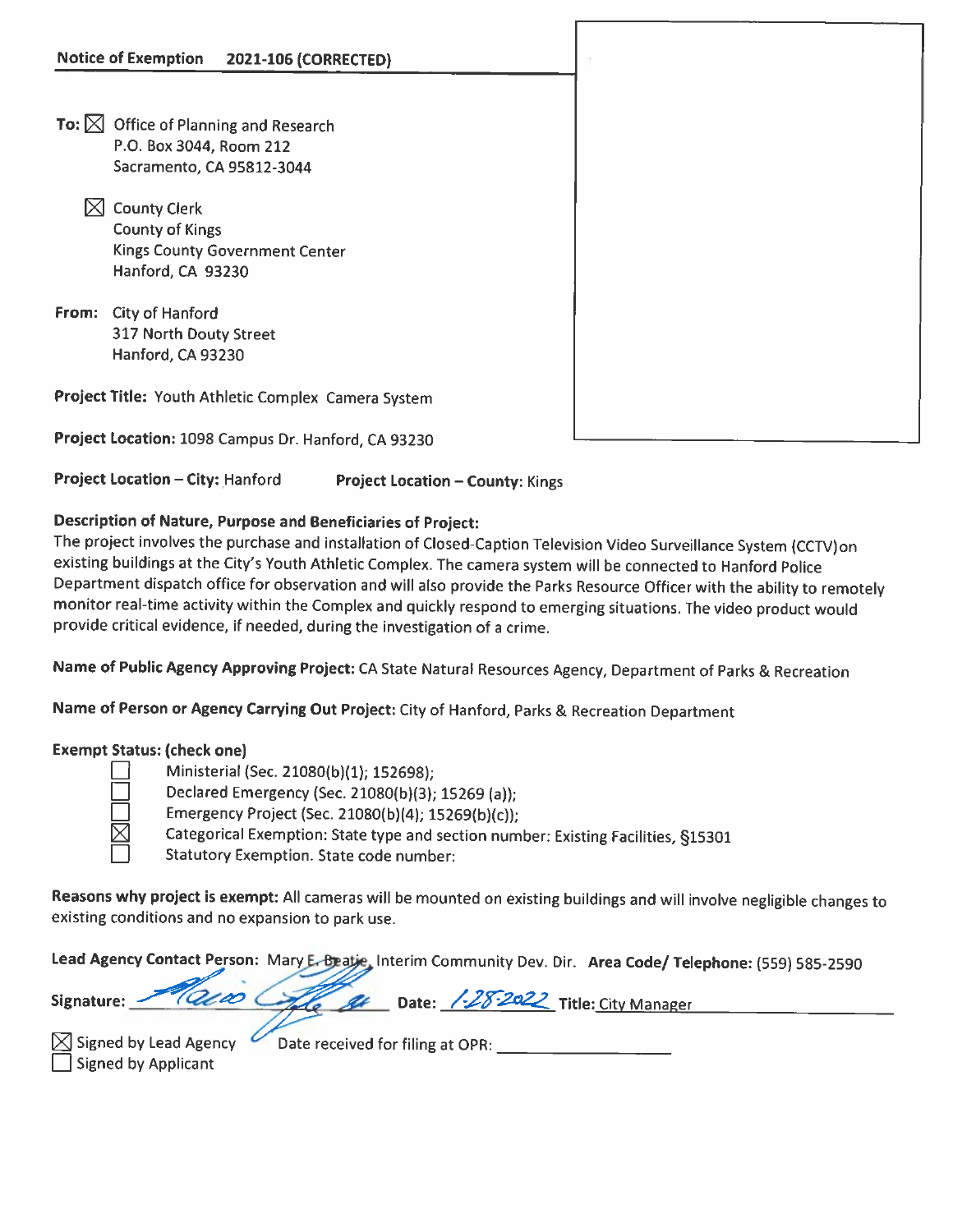**Notice of Exemption** **2021-106 (CORRECTED)**

**To:** ☒ Office of Planning and Research
P.O. Box 3044, Room 212
Sacramento, CA 95812-3044

☒ County Clerk
County of Kings
Kings County Government Center
Hanford, CA 93230

**From:** City of Hanford
317 North Douty Street
Hanford, CA 93230

**Project Title:** Youth Athletic Complex Camera System

**Project Location:** 1098 Campus Dr. Hanford, CA 93230

**Project Location – City:** Hanford **Project Location – County:** Kings

**Description of Nature, Purpose and Beneficiaries of Project:**
The project involves the purchase and installation of Closed-Caption Television Video Surveillance System (CCTV)on existing buildings at the City's Youth Athletic Complex. The camera system will be connected to Hanford Police Department dispatch office for observation and will also provide the Parks Resource Officer with the ability to remotely monitor real-time activity within the Complex and quickly respond to emerging situations. The video product would provide critical evidence, if needed, during the investigation of a crime.

**Name of Public Agency Approving Project:** CA State Natural Resources Agency, Department of Parks & Recreation

**Name of Person or Agency Carrying Out Project:** City of Hanford, Parks & Recreation Department

**Exempt Status: (check one)**

- ☐ Ministerial (Sec. 21080(b)(1); 152698);
- ☐ Declared Emergency (Sec. 21080(b)(3); 15269 (a));
- ☐ Emergency Project (Sec. 21080(b)(4); 15269(b)(c));
- ☒ Categorical Exemption: State type and section number: Existing Facilities, §15301
- ☐ Statutory Exemption. State code number:

**Reasons why project is exempt:** All cameras will be mounted on existing buildings and will involve negligible changes to existing conditions and no expansion to park use.

**Lead Agency Contact Person:** Mary E. Beatie, Interim Community Dev. Dir. **Area Code/ Telephone:** (559) 585-2590

**Signature:** [signature] **Date:** 1-28-2022 **Title:** City Manager

☒ Signed by Lead Agency Date received for filing at OPR: ________________
☐ Signed by Applicant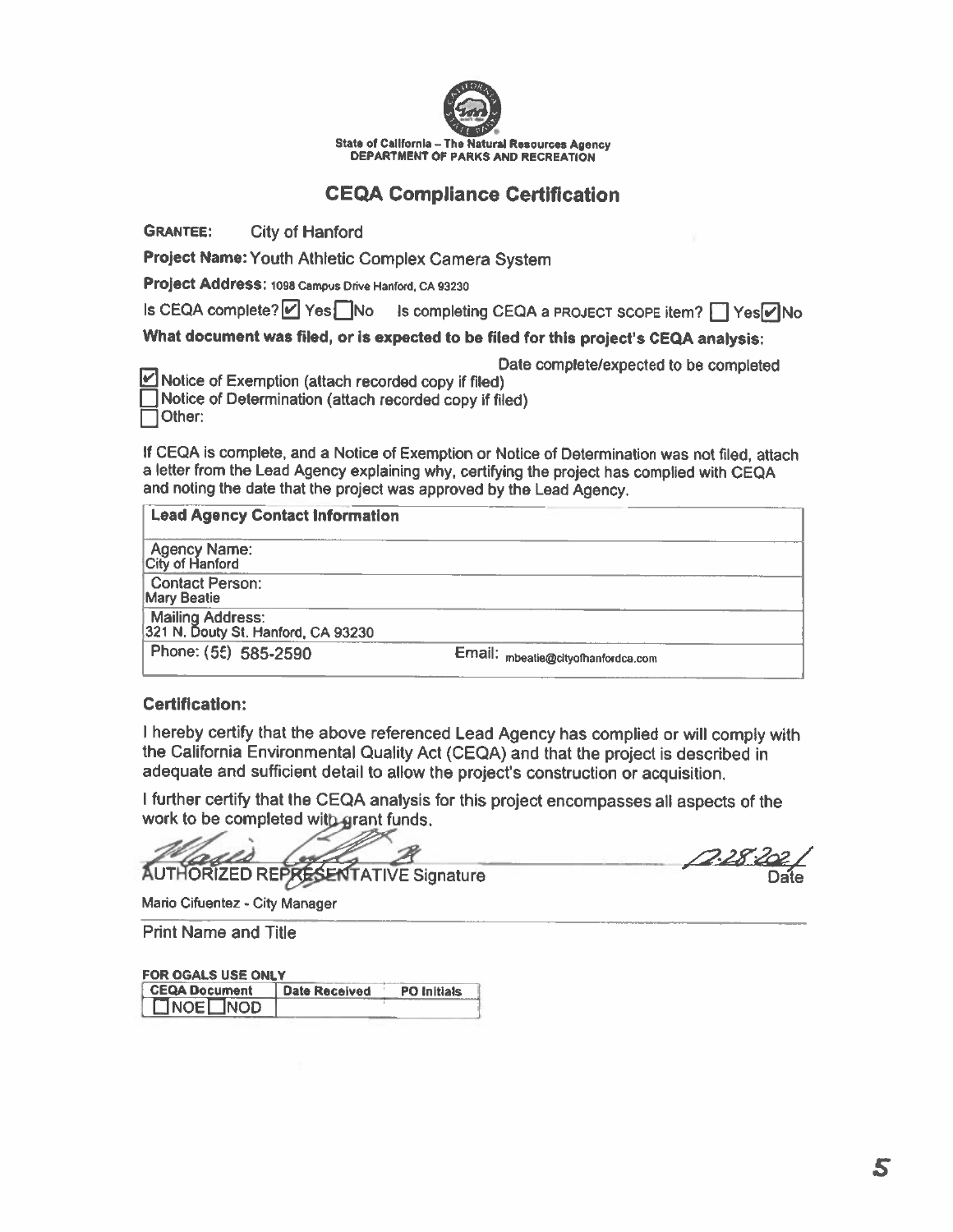State of California – The Natural Resources Agency
DEPARTMENT OF PARKS AND RECREATION

# CEQA Compliance Certification

**GRANTEE:** City of Hanford

**Project Name:** Youth Athletic Complex Camera System

**Project Address:** 1098 Campus Drive Hanford, CA 93230

Is CEQA complete? ☑ Yes ☐ No    Is completing CEQA a PROJECT SCOPE item? ☐ Yes ☑ No

**What document was filed, or is expected to be filed for this project's CEQA analysis:**

Date complete/expected to be completed

☑ Notice of Exemption (attach recorded copy if filed)
☐ Notice of Determination (attach recorded copy if filed)
☐ Other:

If CEQA is complete, and a Notice of Exemption or Notice of Determination was not filed, attach a letter from the Lead Agency explaining why, certifying the project has complied with CEQA and noting the date that the project was approved by the Lead Agency.

| **Lead Agency Contact Information** | |
|---|---|
| Agency Name: City of Hanford | |
| Contact Person: Mary Beatie | |
| Mailing Address: 321 N. Douty St. Hanford, CA 93230 | |
| Phone: (55) 585-2590 | Email: mbeatie@cityofhanfordca.com |

**Certification:**

I hereby certify that the above referenced Lead Agency has complied or will comply with the California Environmental Quality Act (CEQA) and that the project is described in adequate and sufficient detail to allow the project's construction or acquisition.

I further certify that the CEQA analysis for this project encompasses all aspects of the work to be completed with grant funds.

AUTHORIZED REPRESENTATIVE Signature    Date 2-28-2021

Mario Cifuentez - City Manager

Print Name and Title

**FOR OGALS USE ONLY**

| CEQA Document | Date Received | PO Initials |
|---|---|---|
| ☐ NOE ☐ NOD | | |